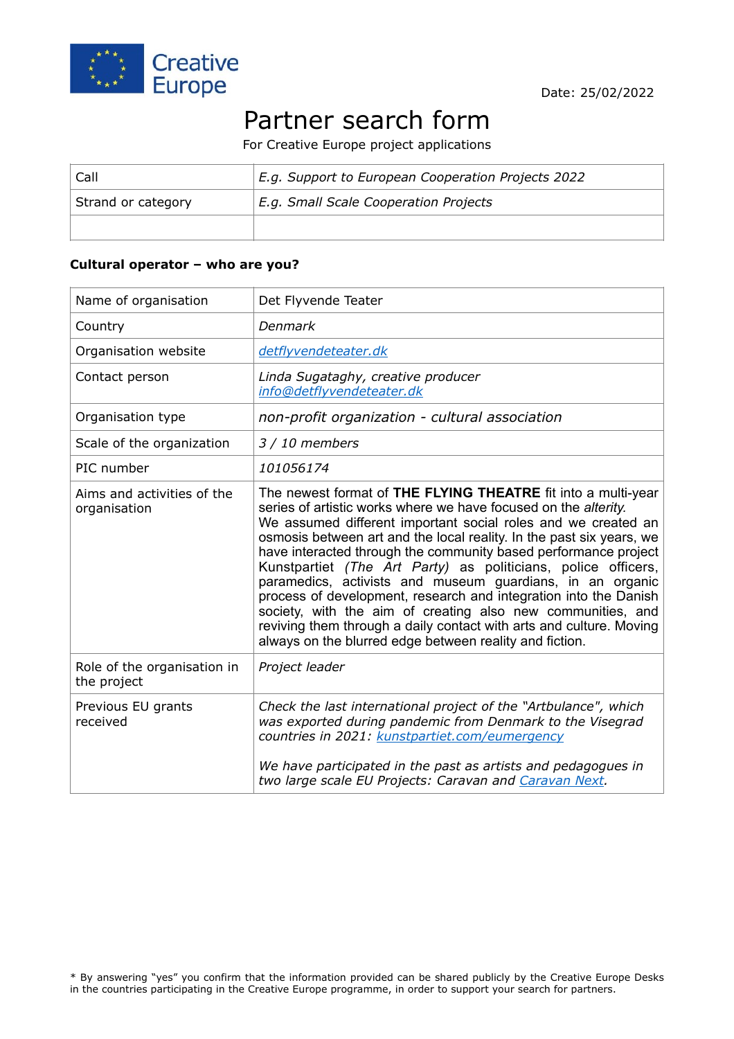Creative Europe

Date: 25/02/2022

# Partner search form

For Creative Europe project applications

| Call | *E.g. Support to European Cooperation Projects 2022* |
|---|---|
| Strand or category | *E.g. Small Scale Cooperation Projects* |
| | |

**Cultural operator – who are you?**

| Name of organisation | Det Flyvende Teater |
|---|---|
| Country | *Denmark* |
| Organisation website | *detflyvendeteater.dk* |
| Contact person | *Linda Sugataghy, creative producer* *info@detflyvendeteater.dk* |
| Organisation type | *non-profit organization - cultural association* |
| Scale of the organization | *3 / 10 members* |
| PIC number | *101056174* |
| Aims and activities of the organisation | The newest format of **THE FLYING THEATRE** fit into a multi-year series of artistic works where we have focused on the *alterity.* We assumed different important social roles and we created an osmosis between art and the local reality. In the past six years, we have interacted through the community based performance project Kunstpartiet *(The Art Party)* as politicians, police officers, paramedics, activists and museum guardians, in an organic process of development, research and integration into the Danish society, with the aim of creating also new communities, and reviving them through a daily contact with arts and culture. Moving always on the blurred edge between reality and fiction. |
| Role of the organisation in the project | *Project leader* |
| Previous EU grants received | *Check the last international project of the "Artbulance", which was exported during pandemic from Denmark to the Visegrad countries in 2021: kunstpartiet.com/eumergency* <br><br> *We have participated in the past as artists and pedagogues in two large scale EU Projects: Caravan and Caravan Next.* |

\* By answering "yes" you confirm that the information provided can be shared publicly by the Creative Europe Desks in the countries participating in the Creative Europe programme, in order to support your search for partners.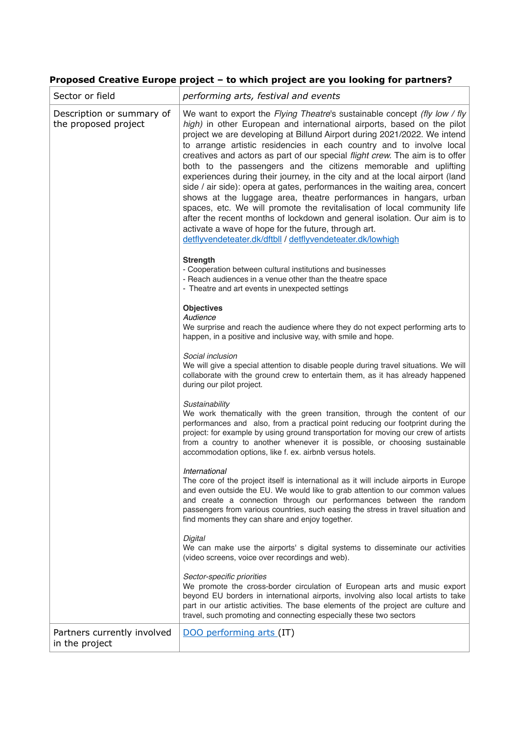**Proposed Creative Europe project – to which project are you looking for partners?**

| Sector or field | *performing arts, festival and events* |
|---|---|
| Description or summary of the proposed project | We want to export the *Flying Theatre*'s sustainable concept *(fly low / fly high)* in other European and international airports, based on the pilot project we are developing at Billund Airport during 2021/2022. We intend to arrange artistic residencies in each country and to involve local creatives and actors as part of our special *flight crew.* The aim is to offer both to the passengers and the citizens memorable and uplifting experiences during their journey, in the city and at the local airport (land side / air side): opera at gates, performances in the waiting area, concert shows at the luggage area, theatre performances in hangars, urban spaces, etc. We will promote the revitalisation of local community life after the recent months of lockdown and general isolation. Our aim is to activate a wave of hope for the future, through art. [detflyvendeteater.dk/dftbll](detflyvendeteater.dk/dftbll) / [detflyvendeteater.dk/lowhigh](detflyvendeteater.dk/lowhigh) <br><br> **Strength** <br> - Cooperation between cultural institutions and businesses <br> - Reach audiences in a venue other than the theatre space <br> - Theatre and art events in unexpected settings <br><br> **Objectives** <br> *Audience* <br> We surprise and reach the audience where they do not expect performing arts to happen, in a positive and inclusive way, with smile and hope. <br><br> *Social inclusion* <br> We will give a special attention to disable people during travel situations. We will collaborate with the ground crew to entertain them, as it has already happened during our pilot project. <br><br> *Sustainability* <br> We work thematically with the green transition, through the content of our performances and also, from a practical point reducing our footprint during the project: for example by using ground transportation for moving our crew of artists from a country to another whenever it is possible, or choosing sustainable accommodation options, like f. ex. airbnb versus hotels. <br><br> *International* <br> The core of the project itself is international as it will include airports in Europe and even outside the EU. We would like to grab attention to our common values and create a connection through our performances between the random passengers from various countries, such easing the stress in travel situation and find moments they can share and enjoy together. <br><br> *Digital* <br> We can make use the airports' s digital systems to disseminate our activities (video screens, voice over recordings and web). <br><br> *Sector-specific priorities* <br> We promote the cross-border circulation of European arts and music export beyond EU borders in international airports, involving also local artists to take part in our artistic activities. The base elements of the project are culture and travel, such promoting and connecting especially these two sectors |
| Partners currently involved in the project | DOO performing arts (IT) |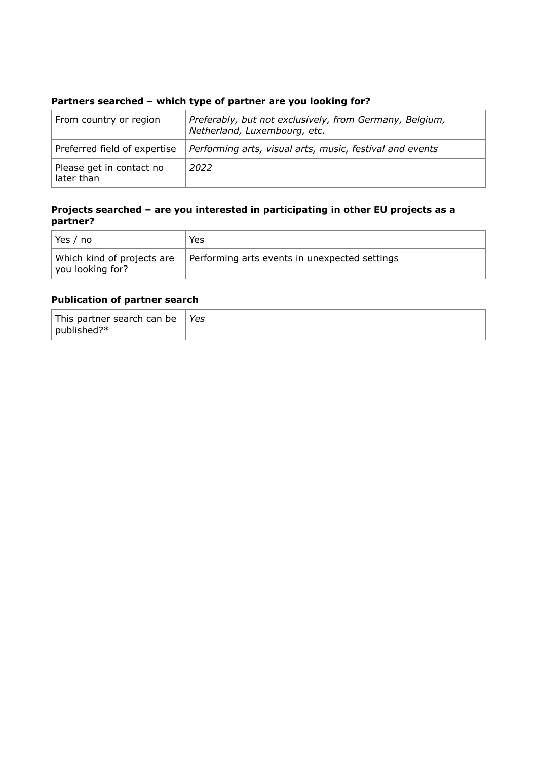**Partners searched – which type of partner are you looking for?**

| | |
|---|---|
| From country or region | *Preferably, but not exclusively, from Germany, Belgium, Netherland, Luxembourg, etc.* |
| Preferred field of expertise | *Performing arts, visual arts, music, festival and events* |
| Please get in contact no later than | *2022* |

**Projects searched – are you interested in participating in other EU projects as a partner?**

| | |
|---|---|
| Yes / no | Yes |
| Which kind of projects are you looking for? | Performing arts events in unexpected settings |

**Publication of partner search**

| | |
|---|---|
| This partner search can be published?* | *Yes* |